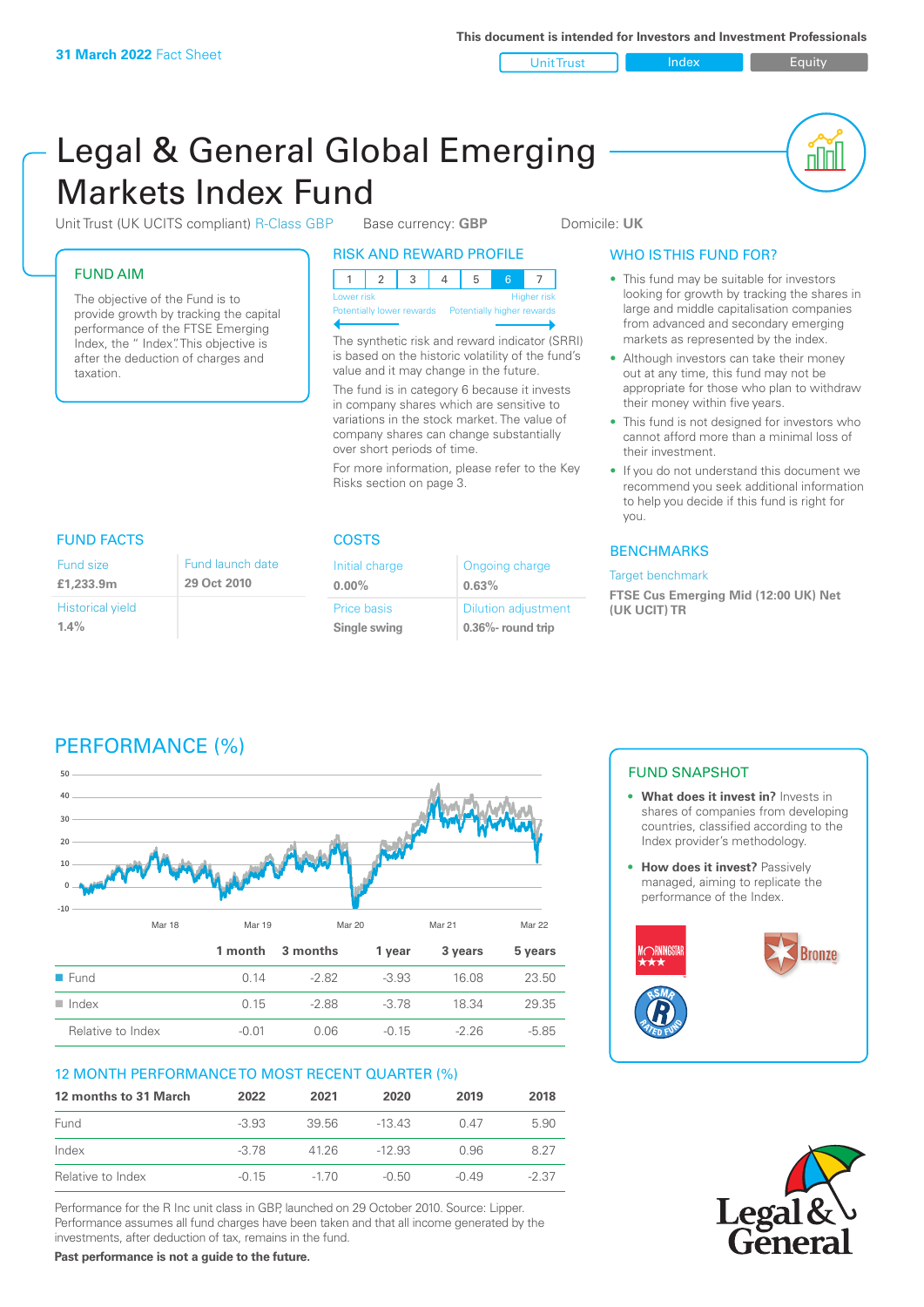31 March 2022 Fact Sheet

This document is intended for Investors and Investment Professionals

Unit Trust | Index | Equity

# Legal & General Global Emerging Markets Index Fund

Unit Trust (UK UCITS compliant) R-Class GBP    Base currency: **GBP**    Domicile: **UK**

## FUND AIM

The objective of the Fund is to provide growth by tracking the capital performance of the FTSE Emerging Index, the " Index". This objective is after the deduction of charges and taxation.

## RISK AND REWARD PROFILE

| 1 | 2 | 3 | 4 | 5 | 6 | 7 |
|---|---|---|---|---|---|---|

Lower risk — Potentially lower rewards | Higher risk — Potentially higher rewards

The synthetic risk and reward indicator (SRRI) is based on the historic volatility of the fund's value and it may change in the future.

The fund is in category 6 because it invests in company shares which are sensitive to variations in the stock market. The value of company shares can change substantially over short periods of time.

For more information, please refer to the Key Risks section on page 3.

## WHO IS THIS FUND FOR?

- This fund may be suitable for investors looking for growth by tracking the shares in large and middle capitalisation companies from advanced and secondary emerging markets as represented by the index.
- Although investors can take their money out at any time, this fund may not be appropriate for those who plan to withdraw their money within five years.
- This fund is not designed for investors who cannot afford more than a minimal loss of their investment.
- If you do not understand this document we recommend you seek additional information to help you decide if this fund is right for you.

## FUND FACTS

| Fund size | Fund launch date |
|---|---|
| **£1,233.9m** | **29 Oct 2010** |
| Historical yield | |
| **1.4%** | |

## COSTS

| Initial charge | Ongoing charge |
|---|---|
| **0.00%** | **0.63%** |
| Price basis | Dilution adjustment |
| **Single swing** | **0.36%- round trip** |

## BENCHMARKS

Target benchmark

**FTSE Cus Emerging Mid (12:00 UK) Net (UK UCIT) TR**

## PERFORMANCE (%)

| | 1 month | 3 months | 1 year | 3 years | 5 years |
|---|---|---|---|---|---|
| Fund | 0.14 | -2.82 | -3.93 | 16.08 | 23.50 |
| Index | 0.15 | -2.88 | -3.78 | 18.34 | 29.35 |
| Relative to Index | -0.01 | 0.06 | -0.15 | -2.26 | -5.85 |

## 12 MONTH PERFORMANCE TO MOST RECENT QUARTER (%)

| 12 months to 31 March | 2022 | 2021 | 2020 | 2019 | 2018 |
|---|---|---|---|---|---|
| Fund | -3.93 | 39.56 | -13.43 | 0.47 | 5.90 |
| Index | -3.78 | 41.26 | -12.93 | 0.96 | 8.27 |
| Relative to Index | -0.15 | -1.70 | -0.50 | -0.49 | -2.37 |

Performance for the R Inc unit class in GBP, launched on 29 October 2010. Source: Lipper. Performance assumes all fund charges have been taken and that all income generated by the investments, after deduction of tax, remains in the fund.

**Past performance is not a guide to the future.**

## FUND SNAPSHOT

- **What does it invest in?** Invests in shares of companies from developing countries, classified according to the Index provider's methodology.
- **How does it invest?** Passively managed, aiming to replicate the performance of the Index.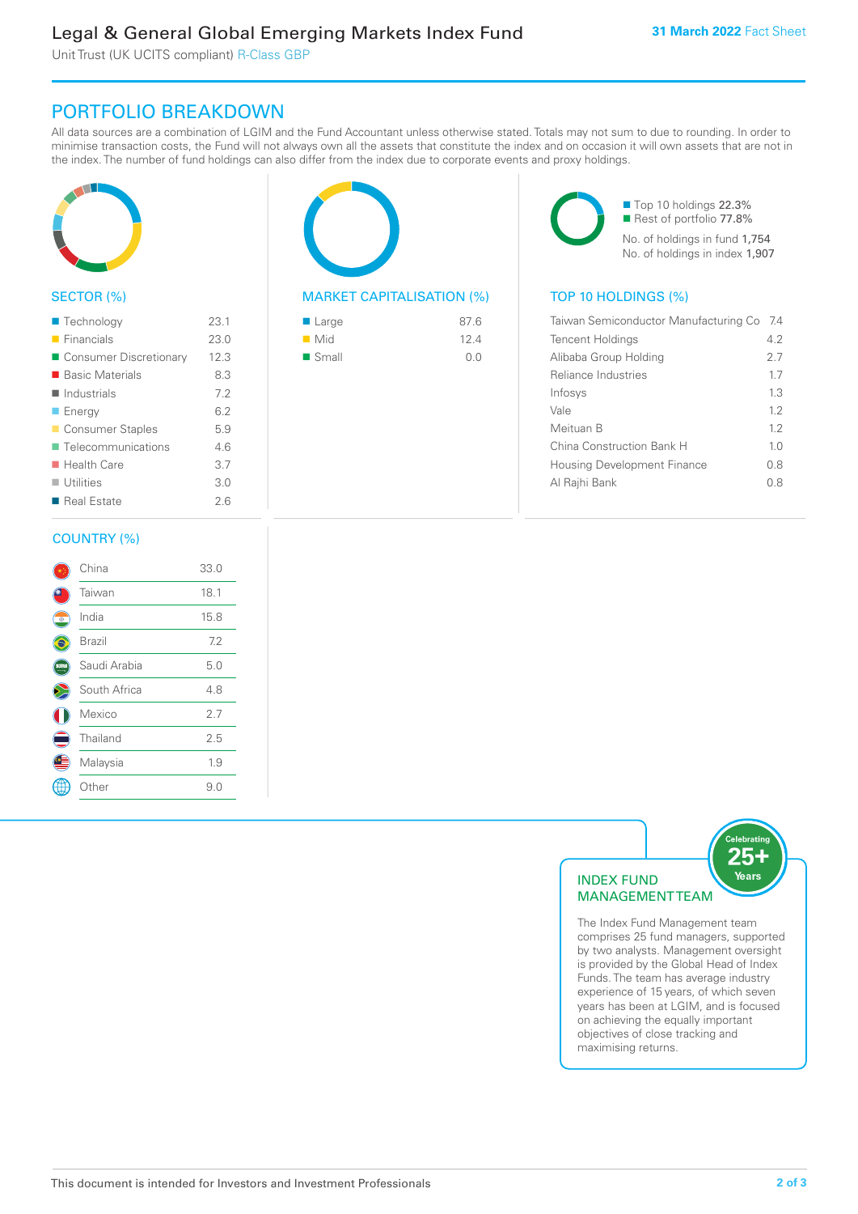# PORTFOLIO BREAKDOWN

All data sources are a combination of LGIM and the Fund Accountant unless otherwise stated. Totals may not sum to due to rounding. In order to minimise transaction costs, the Fund will not always own all the assets that constitute the index and on occasion it will own assets that are not in the index. The number of fund holdings can also differ from the index due to corporate events and proxy holdings.

## SECTOR (%)

| Sector | % |
|---|---|
| Technology | 23.1 |
| Financials | 23.0 |
| Consumer Discretionary | 12.3 |
| Basic Materials | 8.3 |
| Industrials | 7.2 |
| Energy | 6.2 |
| Consumer Staples | 5.9 |
| Telecommunications | 4.6 |
| Health Care | 3.7 |
| Utilities | 3.0 |
| Real Estate | 2.6 |

## MARKET CAPITALISATION (%)

| Market Cap | % |
|---|---|
| Large | 87.6 |
| Mid | 12.4 |
| Small | 0.0 |

Top 10 holdings 22.3%
Rest of portfolio 77.8%

No. of holdings in fund 1,754
No. of holdings in index 1,907

## TOP 10 HOLDINGS (%)

| Holding | % |
|---|---|
| Taiwan Semiconductor Manufacturing Co | 7.4 |
| Tencent Holdings | 4.2 |
| Alibaba Group Holding | 2.7 |
| Reliance Industries | 1.7 |
| Infosys | 1.3 |
| Vale | 1.2 |
| Meituan B | 1.2 |
| China Construction Bank H | 1.0 |
| Housing Development Finance | 0.8 |
| Al Rajhi Bank | 0.8 |

## COUNTRY (%)

| Country | % |
|---|---|
| China | 33.0 |
| Taiwan | 18.1 |
| India | 15.8 |
| Brazil | 7.2 |
| Saudi Arabia | 5.0 |
| South Africa | 4.8 |
| Mexico | 2.7 |
| Thailand | 2.5 |
| Malaysia | 1.9 |
| Other | 9.0 |

## INDEX FUND MANAGEMENT TEAM

Celebrating 25+ Years

The Index Fund Management team comprises 25 fund managers, supported by two analysts. Management oversight is provided by the Global Head of Index Funds. The team has average industry experience of 15 years, of which seven years has been at LGIM, and is focused on achieving the equally important objectives of close tracking and maximising returns.

This document is intended for Investors and Investment Professionals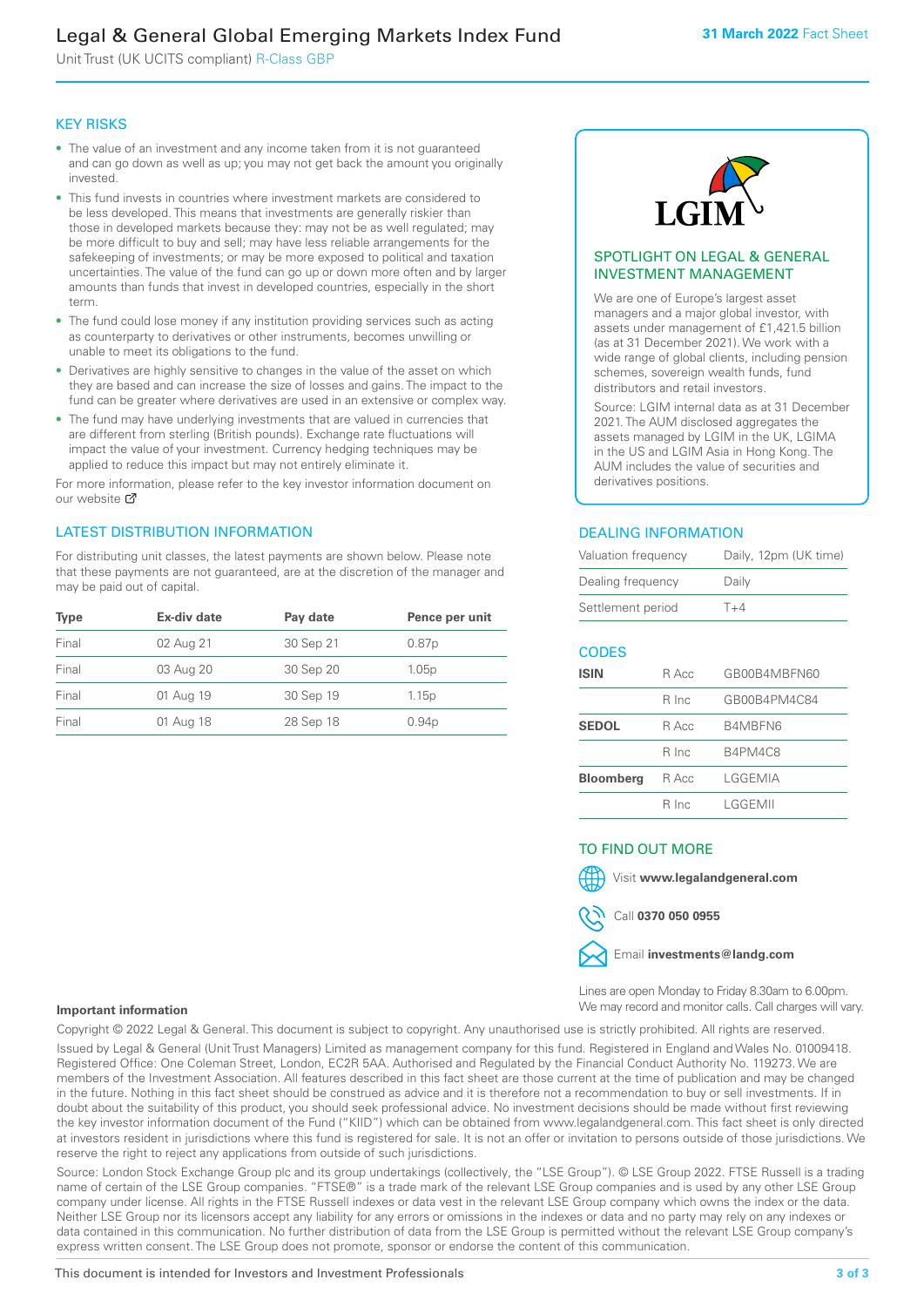## KEY RISKS

- The value of an investment and any income taken from it is not guaranteed and can go down as well as up; you may not get back the amount you originally invested.
- This fund invests in countries where investment markets are considered to be less developed. This means that investments are generally riskier than those in developed markets because they: may not be as well regulated; may be more difficult to buy and sell; may have less reliable arrangements for the safekeeping of investments; or may be more exposed to political and taxation uncertainties. The value of the fund can go up or down more often and by larger amounts than funds that invest in developed countries, especially in the short term.
- The fund could lose money if any institution providing services such as acting as counterparty to derivatives or other instruments, becomes unwilling or unable to meet its obligations to the fund.
- Derivatives are highly sensitive to changes in the value of the asset on which they are based and can increase the size of losses and gains. The impact to the fund can be greater where derivatives are used in an extensive or complex way.
- The fund may have underlying investments that are valued in currencies that are different from sterling (British pounds). Exchange rate fluctuations will impact the value of your investment. Currency hedging techniques may be applied to reduce this impact but may not entirely eliminate it.

For more information, please refer to the key investor information document on our website

## LATEST DISTRIBUTION INFORMATION

For distributing unit classes, the latest payments are shown below. Please note that these payments are not guaranteed, are at the discretion of the manager and may be paid out of capital.

| Type | Ex-div date | Pay date | Pence per unit |
| --- | --- | --- | --- |
| Final | 02 Aug 21 | 30 Sep 21 | 0.87p |
| Final | 03 Aug 20 | 30 Sep 20 | 1.05p |
| Final | 01 Aug 19 | 30 Sep 19 | 1.15p |
| Final | 01 Aug 18 | 28 Sep 18 | 0.94p |

## SPOTLIGHT ON LEGAL & GENERAL INVESTMENT MANAGEMENT

We are one of Europe's largest asset managers and a major global investor, with assets under management of £1,421.5 billion (as at 31 December 2021). We work with a wide range of global clients, including pension schemes, sovereign wealth funds, fund distributors and retail investors.

Source: LGIM internal data as at 31 December 2021. The AUM disclosed aggregates the assets managed by LGIM in the UK, LGIMA in the US and LGIM Asia in Hong Kong. The AUM includes the value of securities and derivatives positions.

## DEALING INFORMATION

| | |
| --- | --- |
| Valuation frequency | Daily, 12pm (UK time) |
| Dealing frequency | Daily |
| Settlement period | T+4 |

## CODES

| | | |
| --- | --- | --- |
| **ISIN** | R Acc | GB00B4MBFN60 |
| | R Inc | GB00B4PM4C84 |
| **SEDOL** | R Acc | B4MBFN6 |
| | R Inc | B4PM4C8 |
| **Bloomberg** | R Acc | LGGEMIA |
| | R Inc | LGGEMII |

## TO FIND OUT MORE

Visit **www.legalandgeneral.com**

Call **0370 050 0955**

Email **investments@landg.com**

Lines are open Monday to Friday 8.30am to 6.00pm. We may record and monitor calls. Call charges will vary.

**Important information**

Copyright © 2022 Legal & General. This document is subject to copyright. Any unauthorised use is strictly prohibited. All rights are reserved.

Issued by Legal & General (Unit Trust Managers) Limited as management company for this fund. Registered in England and Wales No. 01009418. Registered Office: One Coleman Street, London, EC2R 5AA. Authorised and Regulated by the Financial Conduct Authority No. 119273. We are members of the Investment Association. All features described in this fact sheet are those current at the time of publication and may be changed in the future. Nothing in this fact sheet should be construed as advice and it is therefore not a recommendation to buy or sell investments. If in doubt about the suitability of this product, you should seek professional advice. No investment decisions should be made without first reviewing the key investor information document of the Fund ("KIID") which can be obtained from www.legalandgeneral.com. This fact sheet is only directed at investors resident in jurisdictions where this fund is registered for sale. It is not an offer or invitation to persons outside of those jurisdictions. We reserve the right to reject any applications from outside of such jurisdictions.

Source: London Stock Exchange Group plc and its group undertakings (collectively, the "LSE Group"). © LSE Group 2022. FTSE Russell is a trading name of certain of the LSE Group companies. "FTSE®" is a trade mark of the relevant LSE Group companies and is used by any other LSE Group company under license. All rights in the FTSE Russell indexes or data vest in the relevant LSE Group company which owns the index or the data. Neither LSE Group nor its licensors accept any liability for any errors or omissions in the indexes or data and no party may rely on any indexes or data contained in this communication. No further distribution of data from the LSE Group is permitted without the relevant LSE Group company's express written consent. The LSE Group does not promote, sponsor or endorse the content of this communication.

This document is intended for Investors and Investment Professionals